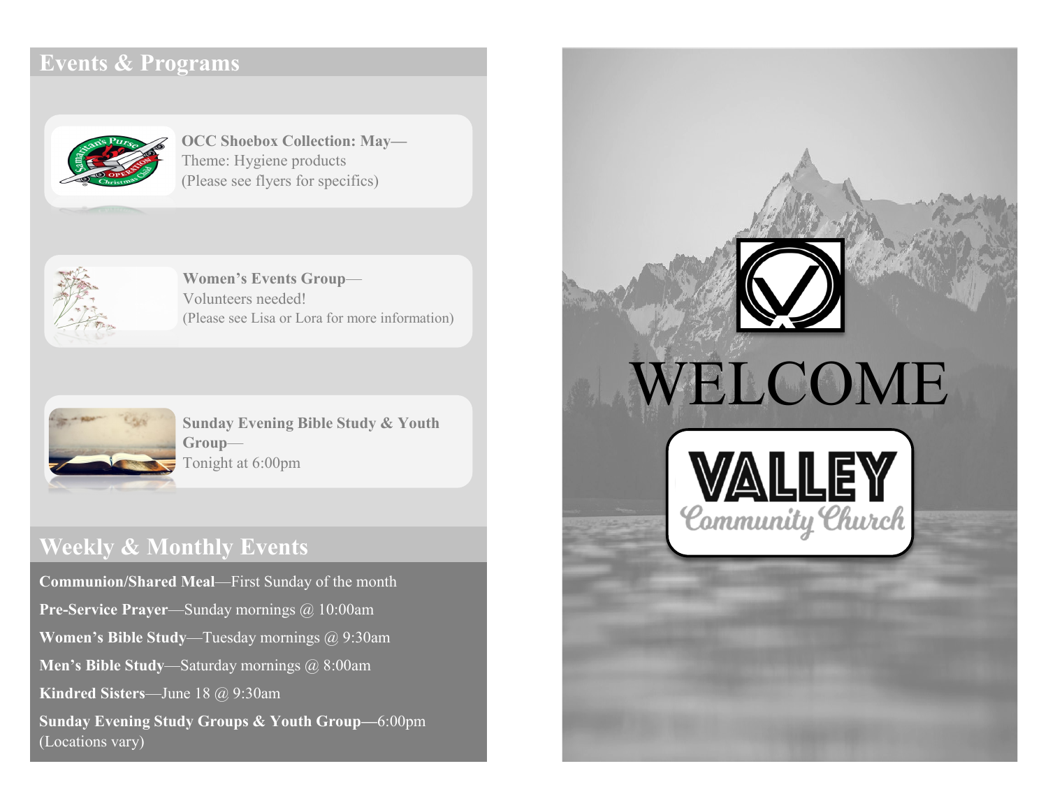## Events & Programs

**OCC Shoebox Collection: May—**
Theme: Hygiene products
(Please see flyers for specifics)

**Women's Events Group—**
Volunteers needed!
(Please see Lisa or Lora for more information)

**Sunday Evening Bible Study & Youth Group—**
Tonight at 6:00pm

## Weekly & Monthly Events

**Communion/Shared Meal**—First Sunday of the month

**Pre-Service Prayer**—Sunday mornings @ 10:00am

**Women's Bible Study**—Tuesday mornings @ 9:30am

**Men's Bible Study**—Saturday mornings @ 8:00am

**Kindred Sisters**—June 18 @ 9:30am

**Sunday Evening Study Groups & Youth Group—**6:00pm (Locations vary)

# WELCOME

**VALLEY**
Community Church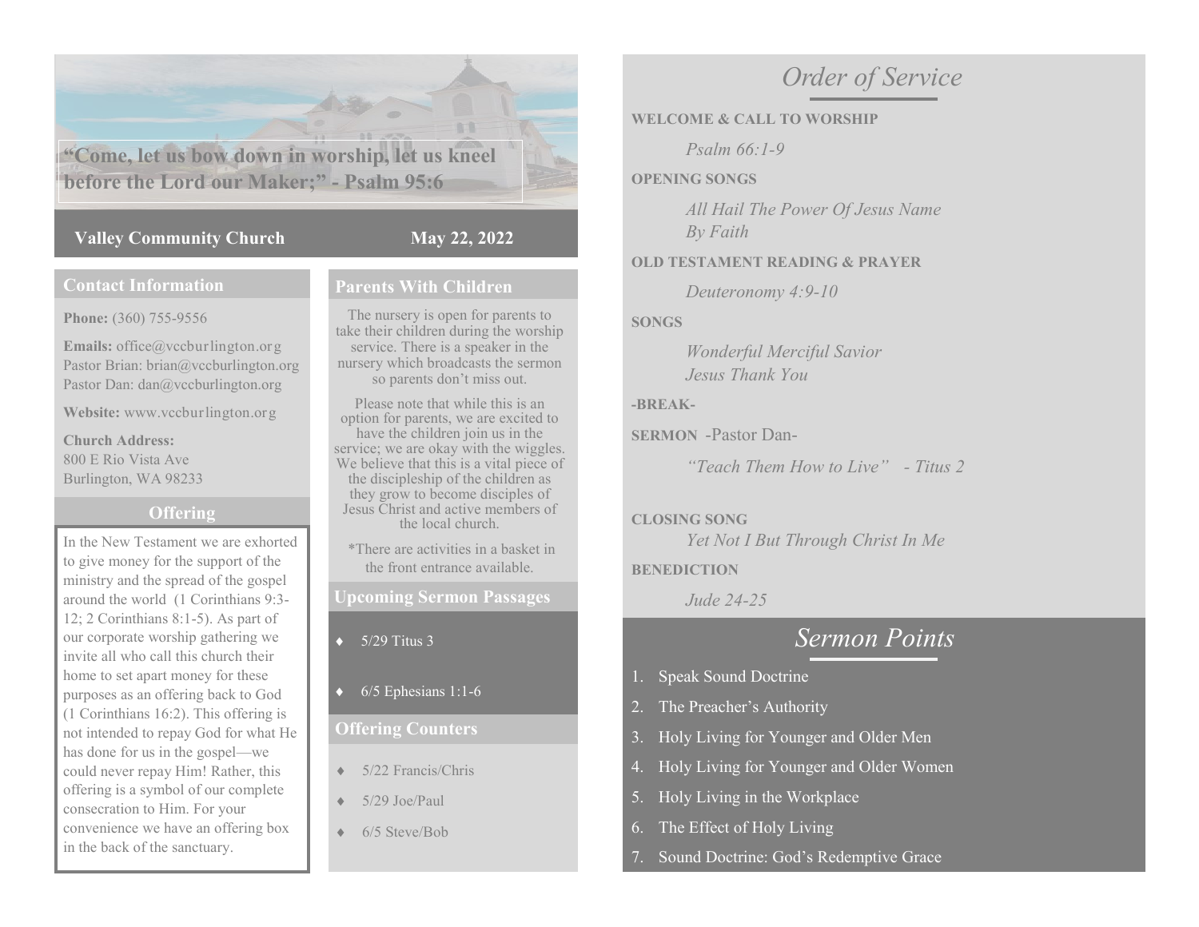**"Come, let us bow down in worship, let us kneel before the Lord our Maker;" - Psalm 95:6**

**Valley Community Church** **May 22, 2022**

## Contact Information

**Phone:** (360) 755-9556

**Emails:** office@vccburlington.org
Pastor Brian: brian@vccburlington.org
Pastor Dan: dan@vccburlington.org

**Website:** www.vccburlington.org

**Church Address:**
800 E Rio Vista Ave
Burlington, WA 98233

## Offering

In the New Testament we are exhorted to give money for the support of the ministry and the spread of the gospel around the world (1 Corinthians 9:3-12; 2 Corinthians 8:1-5). As part of our corporate worship gathering we invite all who call this church their home to set apart money for these purposes as an offering back to God (1 Corinthians 16:2). This offering is not intended to repay God for what He has done for us in the gospel—we could never repay Him! Rather, this offering is a symbol of our complete consecration to Him. For your convenience we have an offering box in the back of the sanctuary.

## Parents With Children

The nursery is open for parents to take their children during the worship service. There is a speaker in the nursery which broadcasts the sermon so parents don't miss out.

Please note that while this is an option for parents, we are excited to have the children join us in the service; we are okay with the wiggles. We believe that this is a vital piece of the discipleship of the children as they grow to become disciples of Jesus Christ and active members of the local church.

*There are activities in a basket in the front entrance available.

## Upcoming Sermon Passages

- 5/29 Titus 3
- 6/5 Ephesians 1:1-6

## Offering Counters

- 5/22 Francis/Chris
- 5/29 Joe/Paul
- 6/5 Steve/Bob

# *Order of Service*

**WELCOME & CALL TO WORSHIP**

*Psalm 66:1-9*

**OPENING SONGS**

*All Hail The Power Of Jesus Name*
*By Faith*

**OLD TESTAMENT READING & PRAYER**

*Deuteronomy 4:9-10*

**SONGS**

*Wonderful Merciful Savior*
*Jesus Thank You*

**-BREAK-**

**SERMON** -Pastor Dan-

*"Teach Them How to Live" - Titus 2*

**CLOSING SONG**

*Yet Not I But Through Christ In Me*

**BENEDICTION**

*Jude 24-25*

# *Sermon Points*

1. Speak Sound Doctrine
2. The Preacher's Authority
3. Holy Living for Younger and Older Men
4. Holy Living for Younger and Older Women
5. Holy Living in the Workplace
6. The Effect of Holy Living
7. Sound Doctrine: God's Redemptive Grace